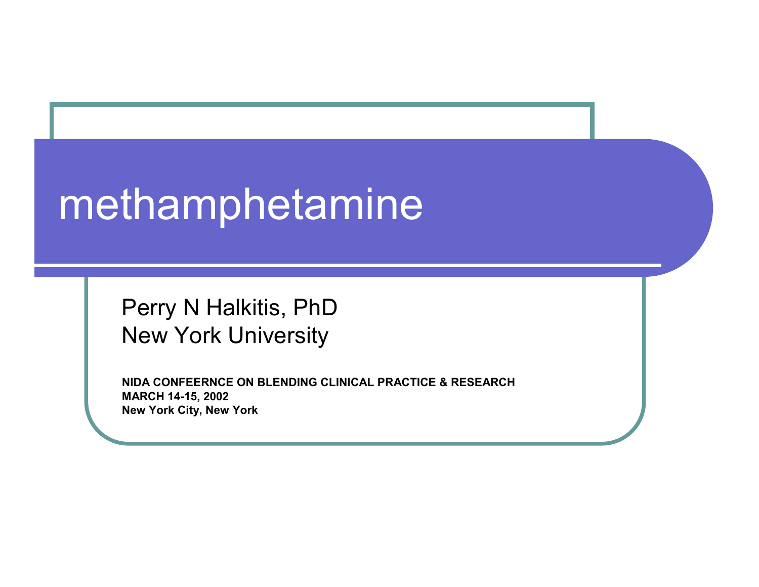# methamphetamine

Perry N Halkitis, PhD
New York University

**NIDA CONFEERNCE ON BLENDING CLINICAL PRACTICE & RESEARCH**
**MARCH 14-15, 2002**
**New York City, New York**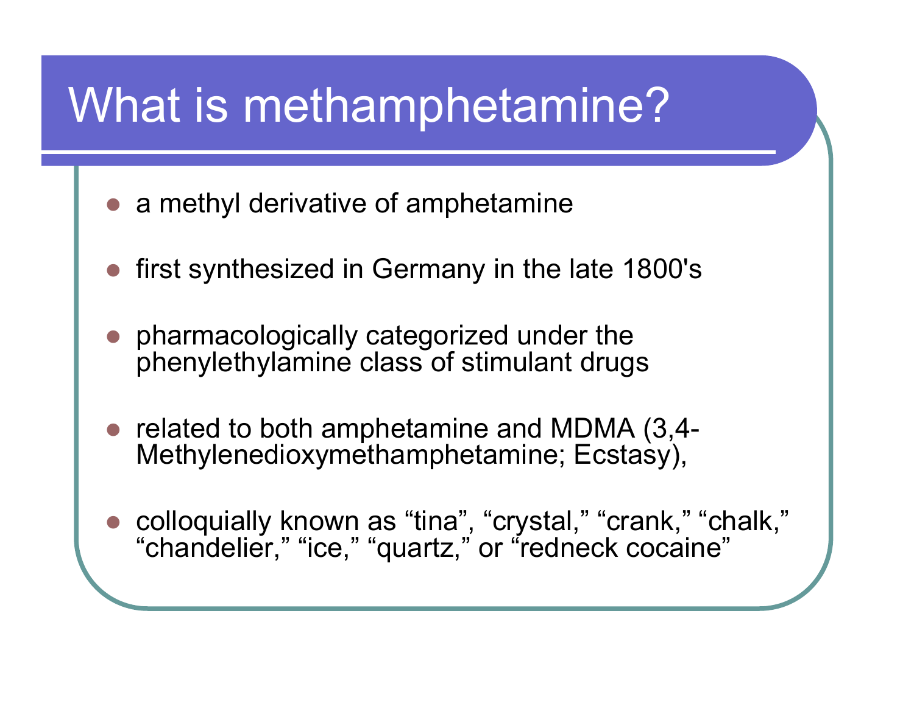# What is methamphetamine?

- a methyl derivative of amphetamine
- first synthesized in Germany in the late 1800's
- pharmacologically categorized under the phenylethylamine class of stimulant drugs
- related to both amphetamine and MDMA (3,4-Methylenedioxymethamphetamine; Ecstasy),
- colloquially known as “tina”, “crystal,” “crank,” “chalk,” “chandelier,” “ice,” “quartz,” or “redneck cocaine”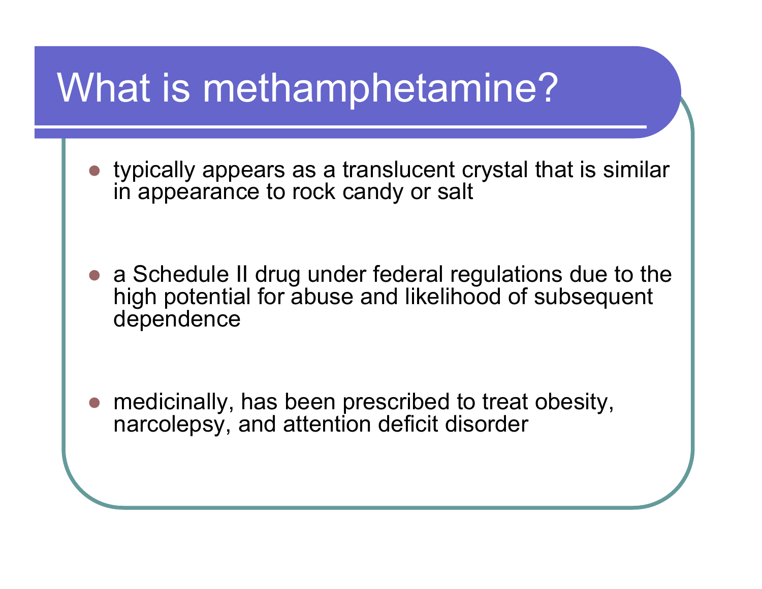# What is methamphetamine?

- typically appears as a translucent crystal that is similar in appearance to rock candy or salt
- a Schedule II drug under federal regulations due to the high potential for abuse and likelihood of subsequent dependence
- medicinally, has been prescribed to treat obesity, narcolepsy, and attention deficit disorder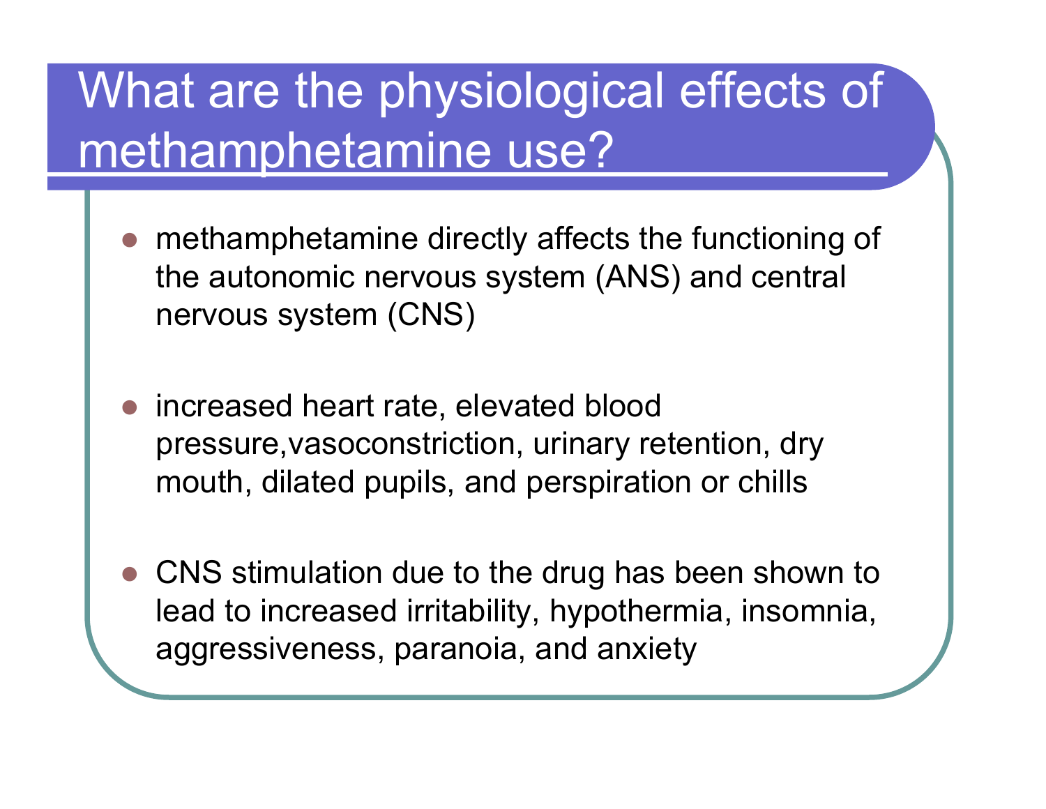# What are the physiological effects of methamphetamine use?

- methamphetamine directly affects the functioning of the autonomic nervous system (ANS) and central nervous system (CNS)

- increased heart rate, elevated blood pressure,vasoconstriction, urinary retention, dry mouth, dilated pupils, and perspiration or chills

- CNS stimulation due to the drug has been shown to lead to increased irritability, hypothermia, insomnia, aggressiveness, paranoia, and anxiety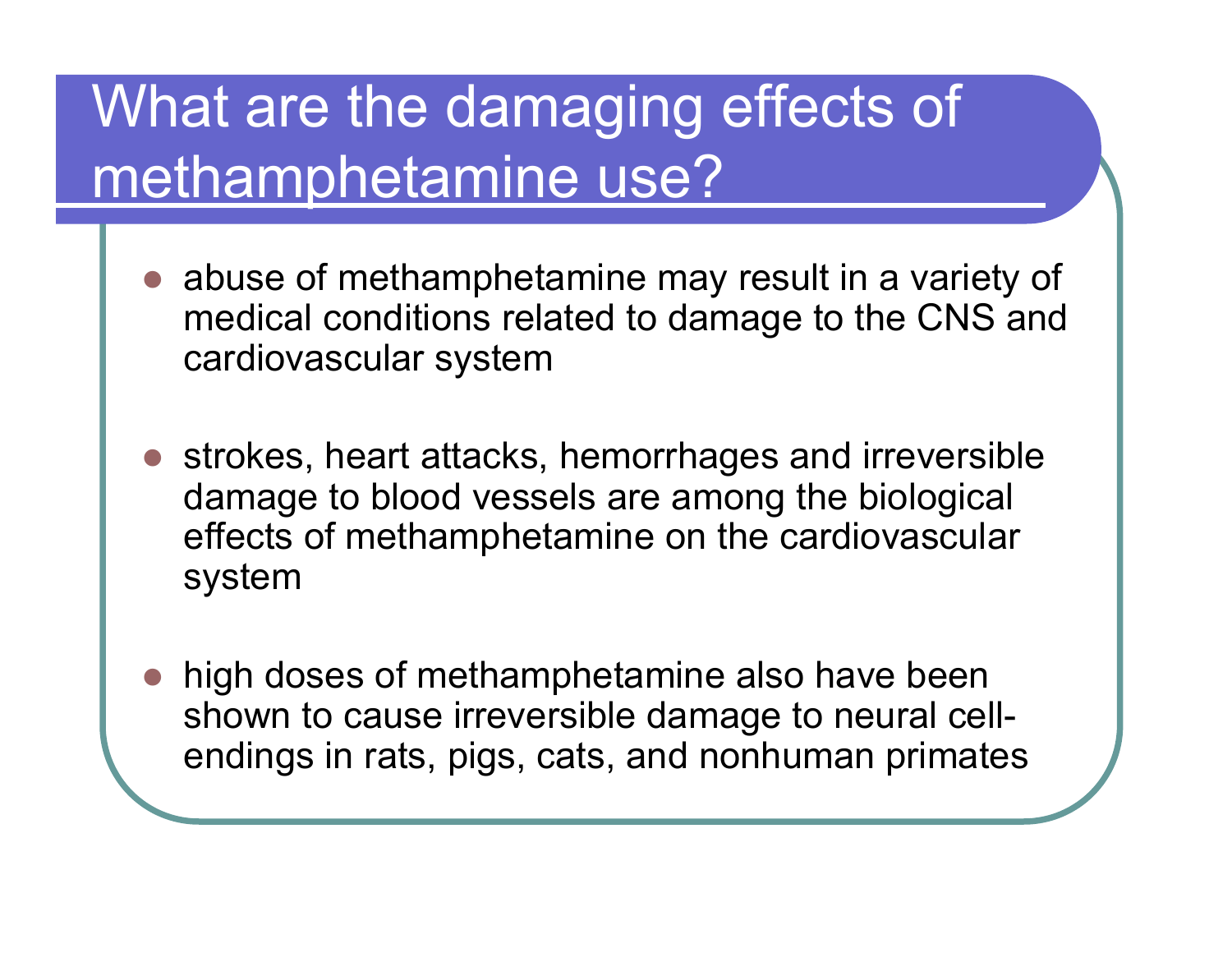# What are the damaging effects of methamphetamine use?

- abuse of methamphetamine may result in a variety of medical conditions related to damage to the CNS and cardiovascular system

- strokes, heart attacks, hemorrhages and irreversible damage to blood vessels are among the biological effects of methamphetamine on the cardiovascular system

- high doses of methamphetamine also have been shown to cause irreversible damage to neural cell-endings in rats, pigs, cats, and nonhuman primates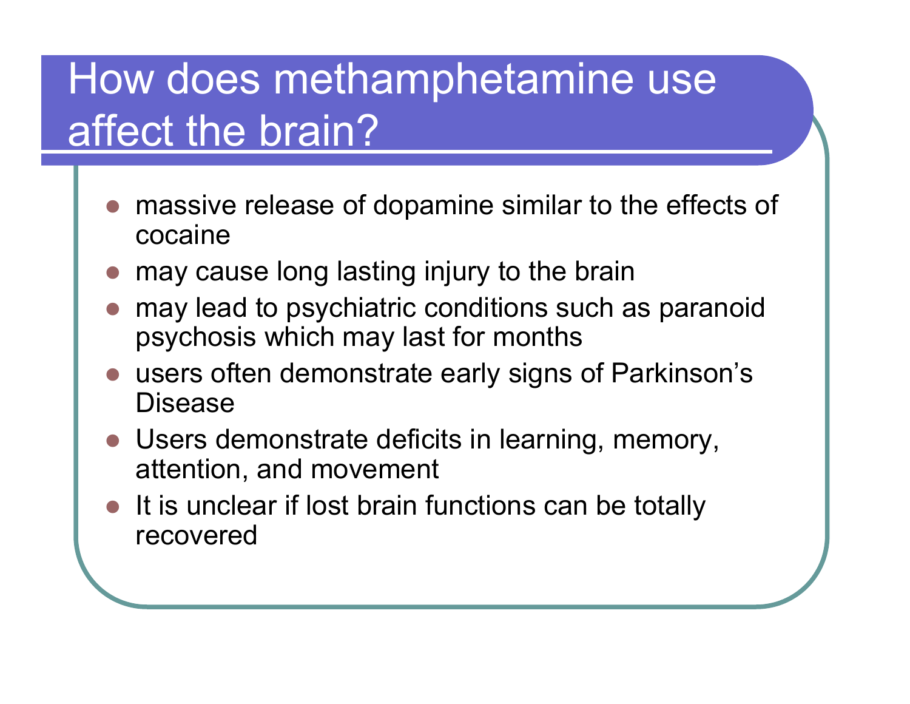# How does methamphetamine use affect the brain?

- massive release of dopamine similar to the effects of cocaine
- may cause long lasting injury to the brain
- may lead to psychiatric conditions such as paranoid psychosis which may last for months
- users often demonstrate early signs of Parkinson's Disease
- Users demonstrate deficits in learning, memory, attention, and movement
- It is unclear if lost brain functions can be totally recovered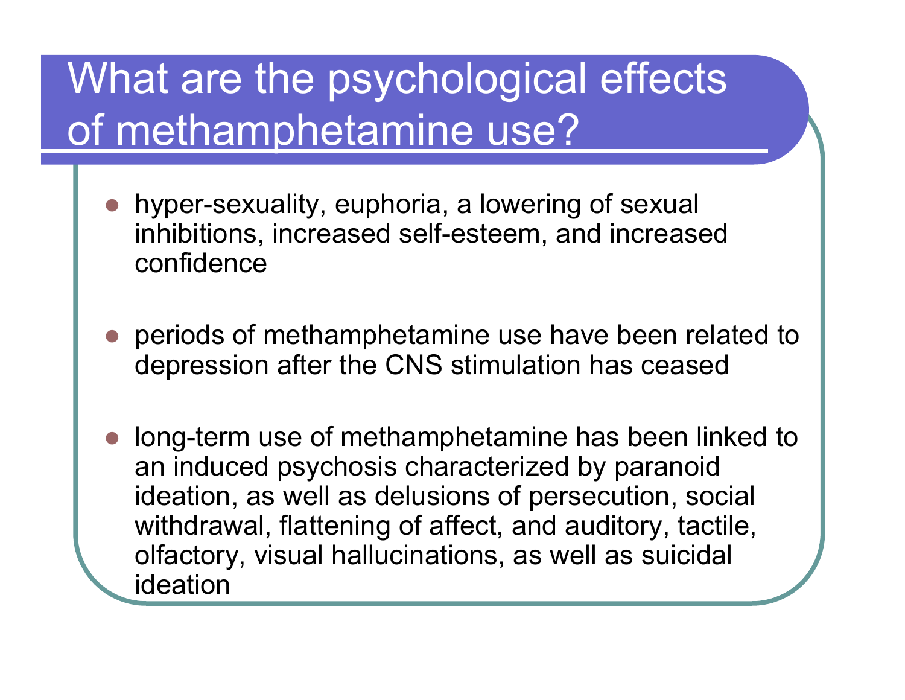# What are the psychological effects of methamphetamine use?

- hyper-sexuality, euphoria, a lowering of sexual inhibitions, increased self-esteem, and increased confidence

- periods of methamphetamine use have been related to depression after the CNS stimulation has ceased

- long-term use of methamphetamine has been linked to an induced psychosis characterized by paranoid ideation, as well as delusions of persecution, social withdrawal, flattening of affect, and auditory, tactile, olfactory, visual hallucinations, as well as suicidal ideation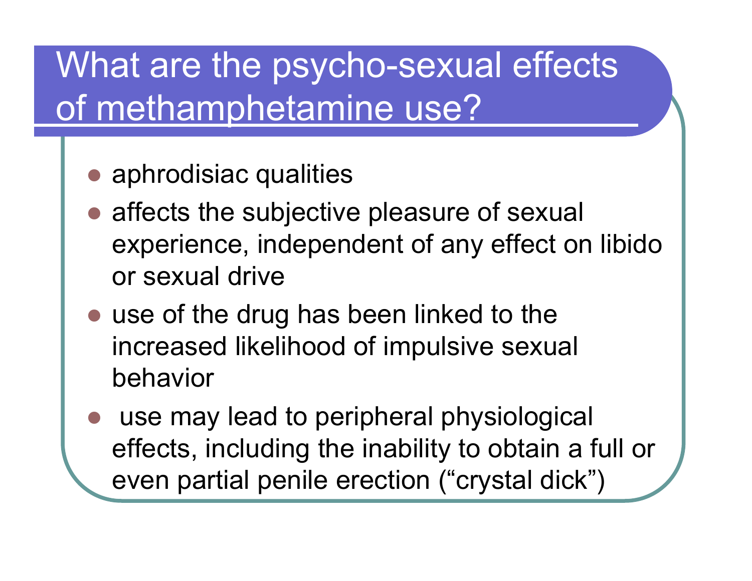# What are the psycho-sexual effects of methamphetamine use?

- aphrodisiac qualities
- affects the subjective pleasure of sexual experience, independent of any effect on libido or sexual drive
- use of the drug has been linked to the increased likelihood of impulsive sexual behavior
- use may lead to peripheral physiological effects, including the inability to obtain a full or even partial penile erection ("crystal dick")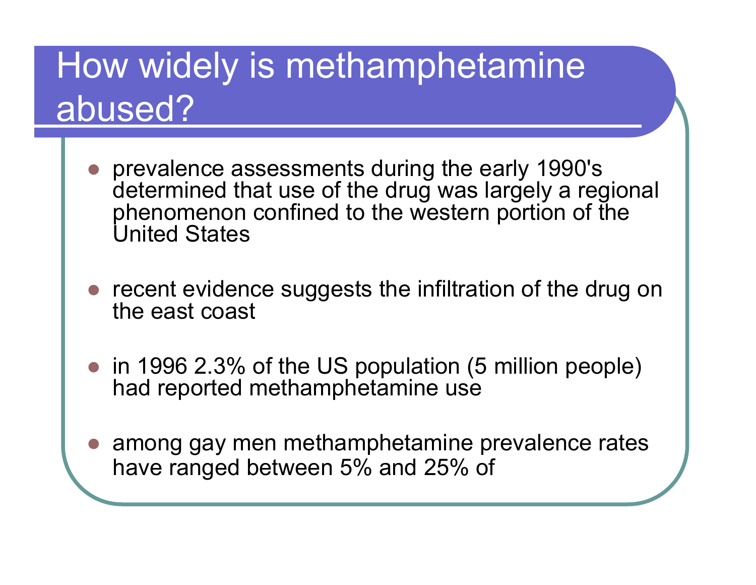# How widely is methamphetamine abused?

- prevalence assessments during the early 1990's determined that use of the drug was largely a regional phenomenon confined to the western portion of the United States
- recent evidence suggests the infiltration of the drug on the east coast
- in 1996 2.3% of the US population (5 million people) had reported methamphetamine use
- among gay men methamphetamine prevalence rates have ranged between 5% and 25% of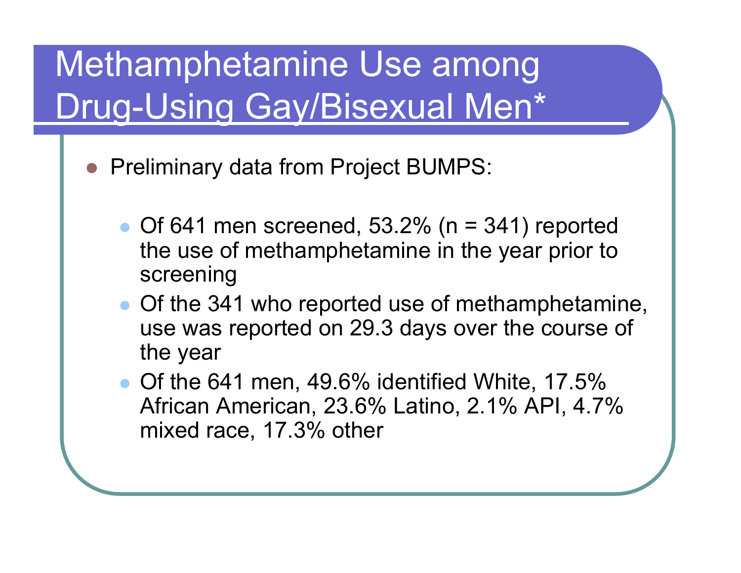# Methamphetamine Use among Drug-Using Gay/Bisexual Men*

- Preliminary data from Project BUMPS:
  - Of 641 men screened, 53.2% (n = 341) reported the use of methamphetamine in the year prior to screening
  - Of the 341 who reported use of methamphetamine, use was reported on 29.3 days over the course of the year
  - Of the 641 men, 49.6% identified White, 17.5% African American, 23.6% Latino, 2.1% API, 4.7% mixed race, 17.3% other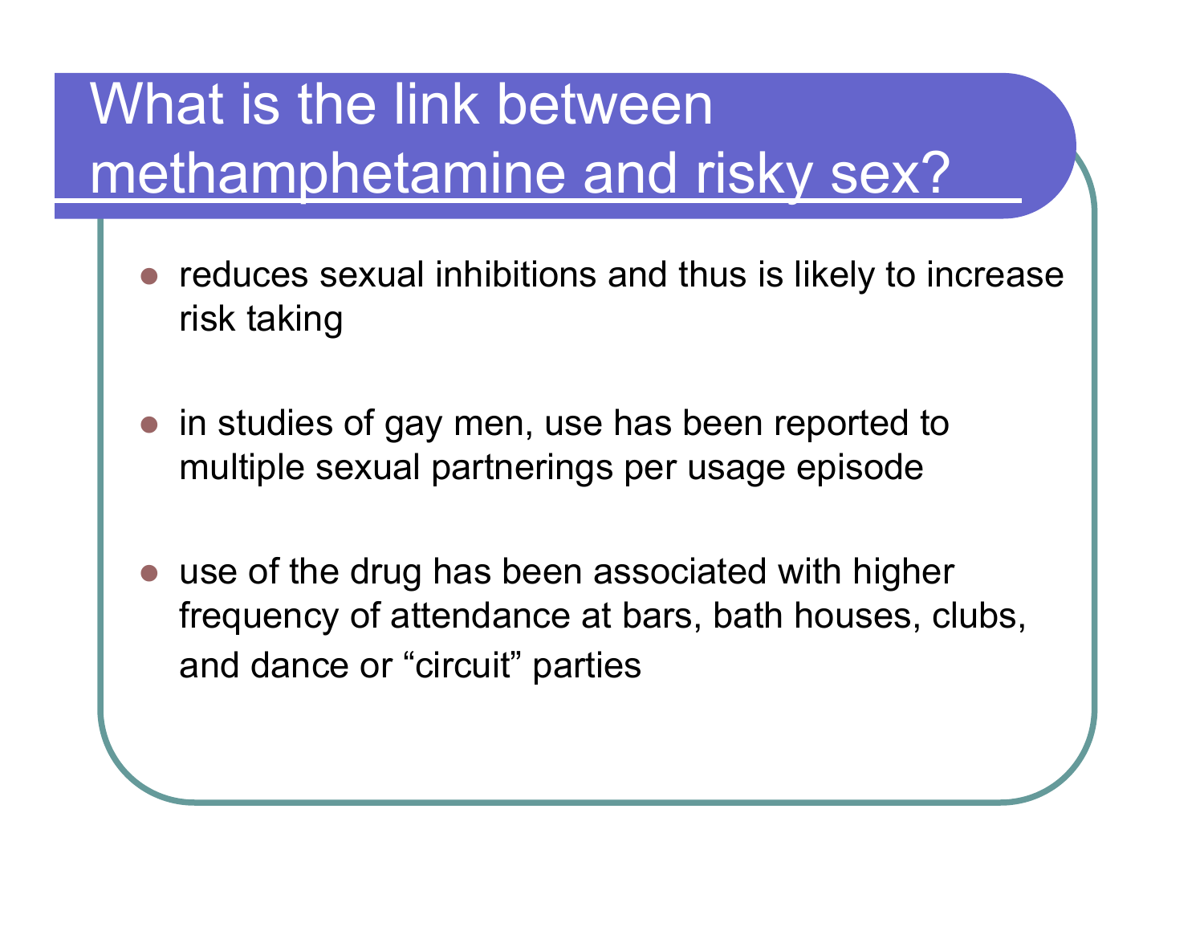# What is the link between methamphetamine and risky sex?

- reduces sexual inhibitions and thus is likely to increase risk taking
- in studies of gay men, use has been reported to multiple sexual partnerings per usage episode
- use of the drug has been associated with higher frequency of attendance at bars, bath houses, clubs, and dance or “circuit” parties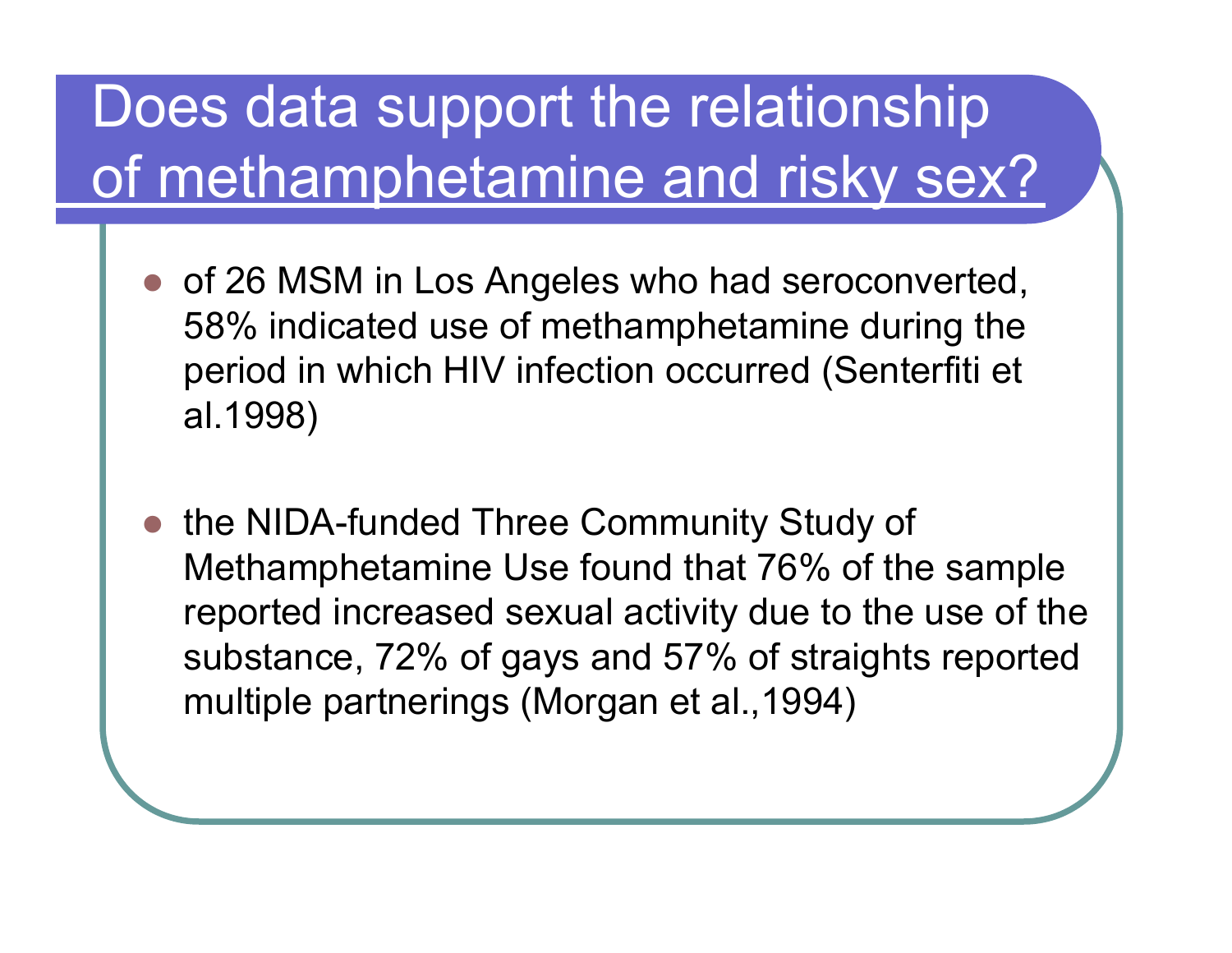# Does data support the relationship of methamphetamine and risky sex?

- of 26 MSM in Los Angeles who had seroconverted, 58% indicated use of methamphetamine during the period in which HIV infection occurred (Senterfiti et al.1998)

- the NIDA-funded Three Community Study of Methamphetamine Use found that 76% of the sample reported increased sexual activity due to the use of the substance, 72% of gays and 57% of straights reported multiple partnerings (Morgan et al.,1994)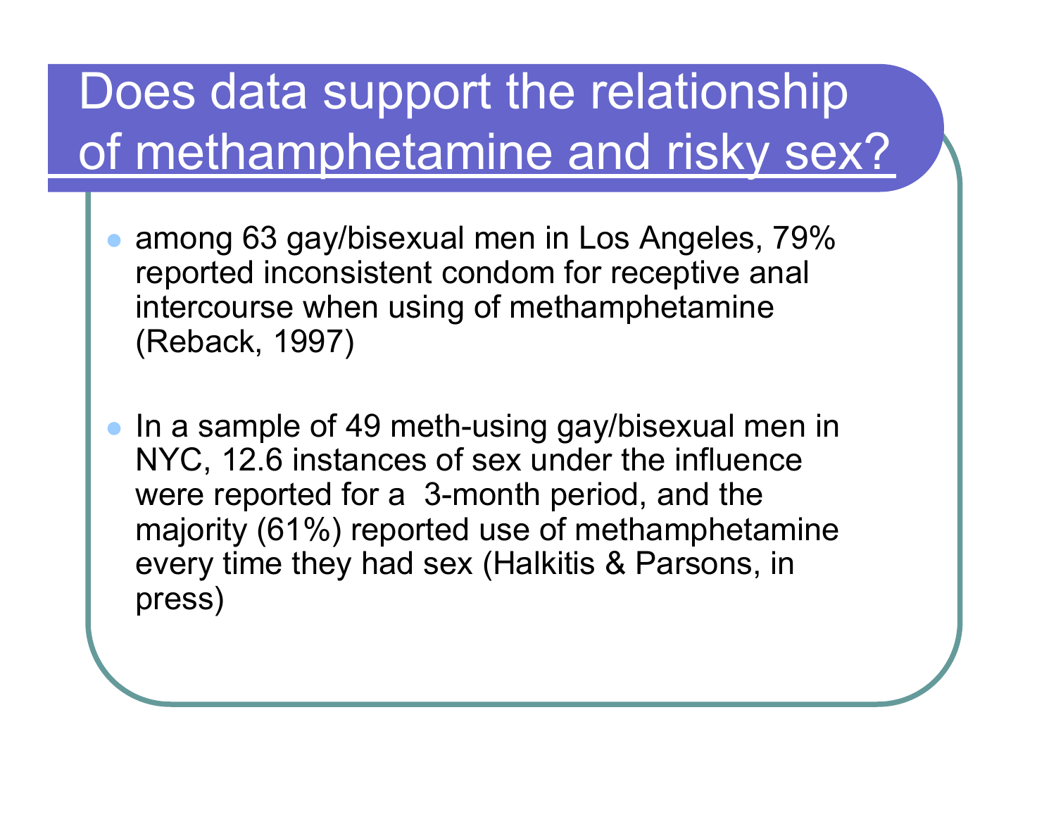# Does data support the relationship of methamphetamine and risky sex?

- among 63 gay/bisexual men in Los Angeles, 79% reported inconsistent condom for receptive anal intercourse when using of methamphetamine (Reback, 1997)

- In a sample of 49 meth-using gay/bisexual men in NYC, 12.6 instances of sex under the influence were reported for a 3-month period, and the majority (61%) reported use of methamphetamine every time they had sex (Halkitis & Parsons, in press)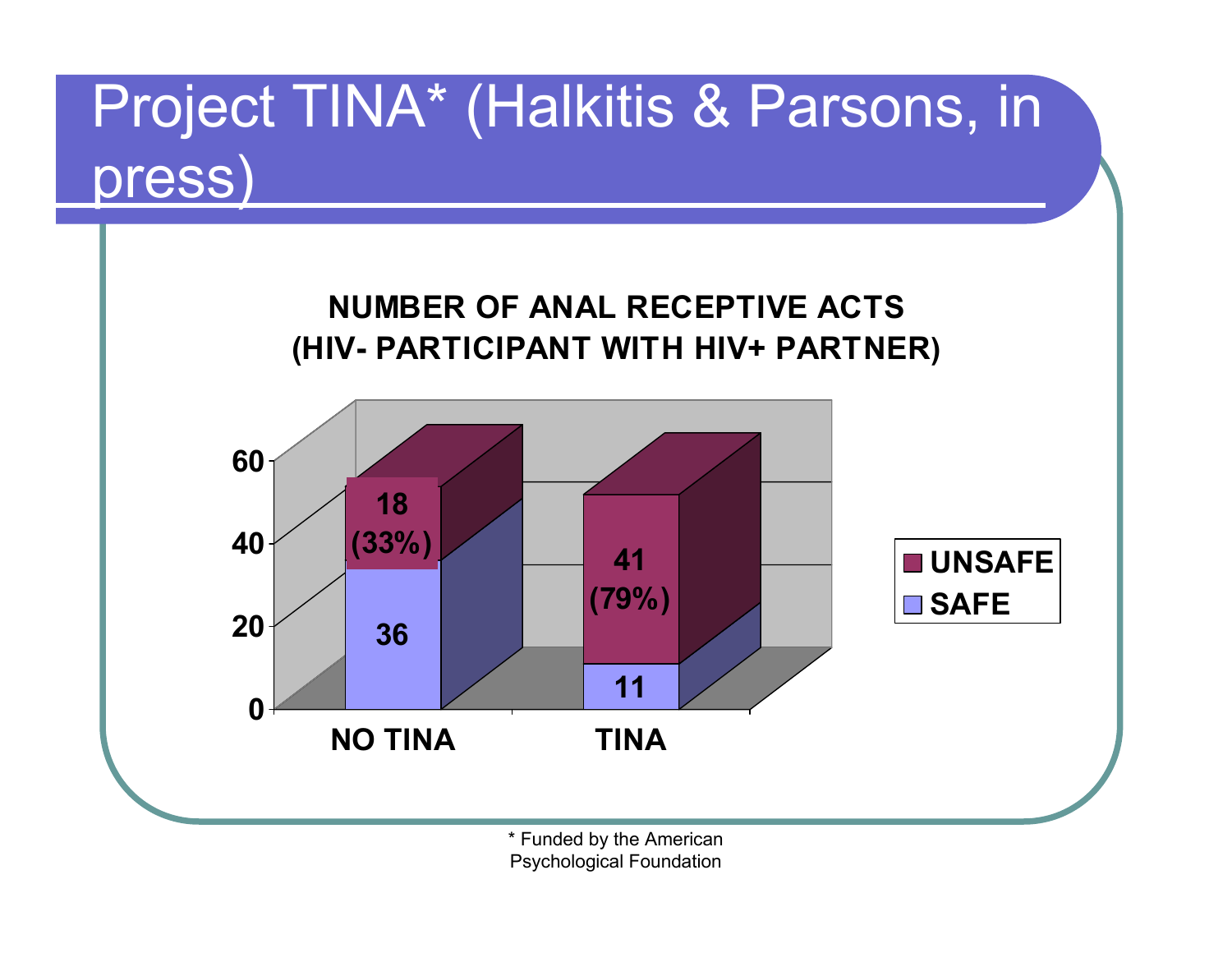# Project TINA* (Halkitis & Parsons, in press)

**NUMBER OF ANAL RECEPTIVE ACTS (HIV- PARTICIPANT WITH HIV+ PARTNER)**

| | NO TINA | TINA |
|---|---|---|
| UNSAFE | 18 (33%) | 41 (79%) |
| SAFE | 36 | 11 |

\* Funded by the American Psychological Foundation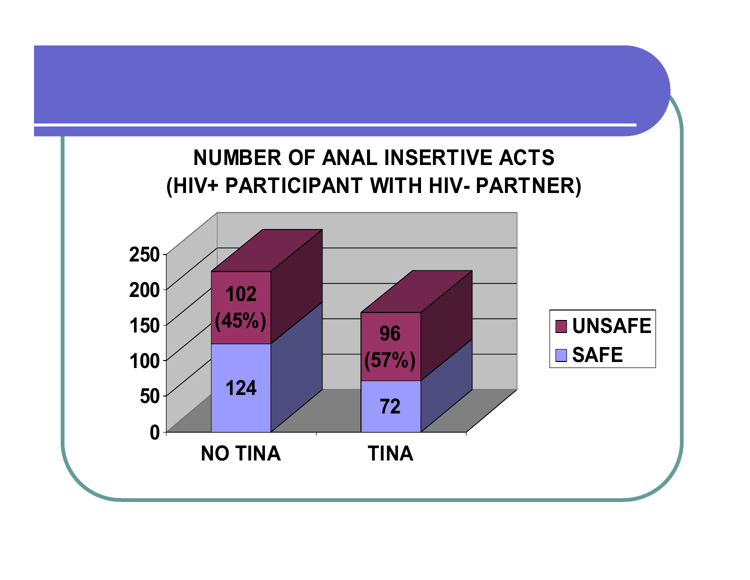## NUMBER OF ANAL INSERTIVE ACTS
## (HIV+ PARTICIPANT WITH HIV- PARTNER)

| | NO TINA | TINA |
|---|---|---|
| UNSAFE | 102 (45%) | 96 (57%) |
| SAFE | 124 | 72 |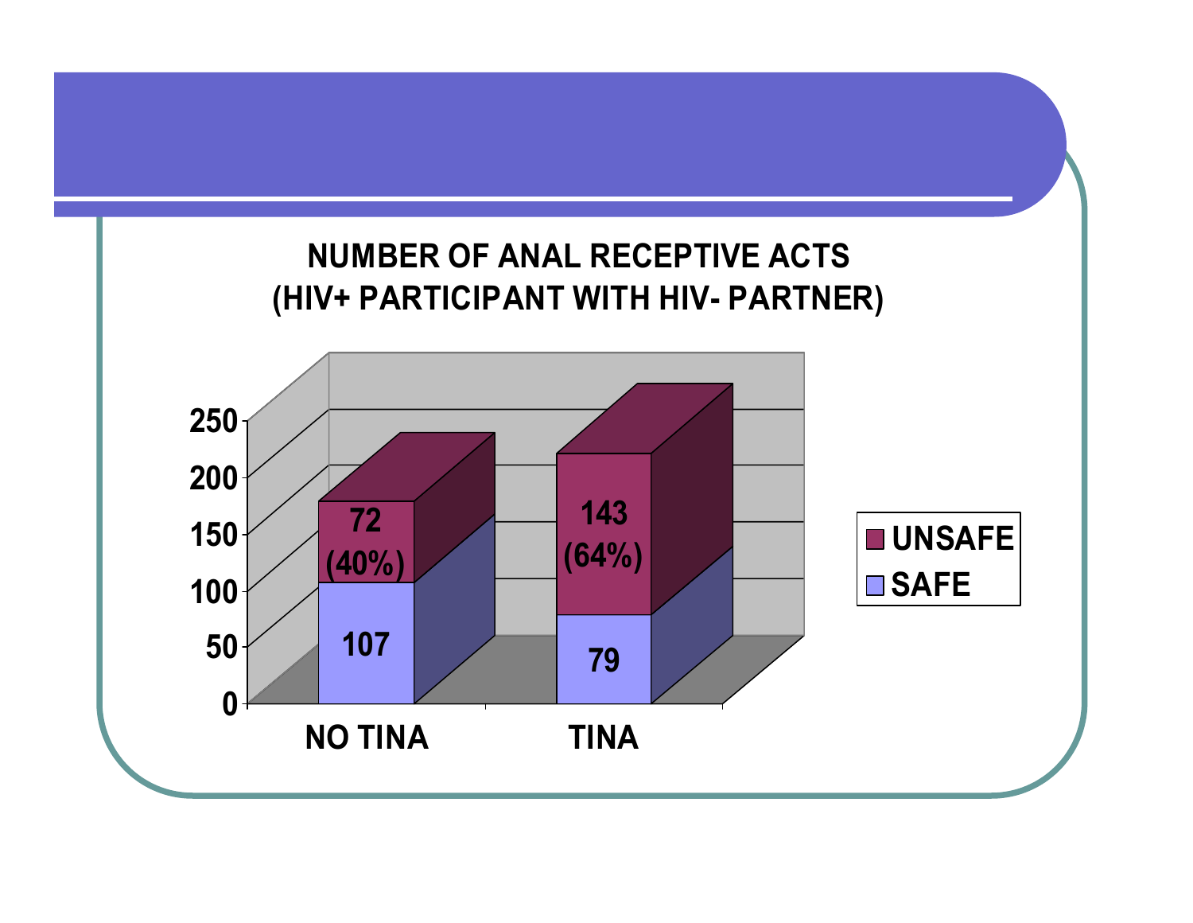## NUMBER OF ANAL RECEPTIVE ACTS (HIV+ PARTICIPANT WITH HIV- PARTNER)

| | NO TINA | TINA |
|---|---|---|
| UNSAFE | 72 (40%) | 143 (64%) |
| SAFE | 107 | 79 |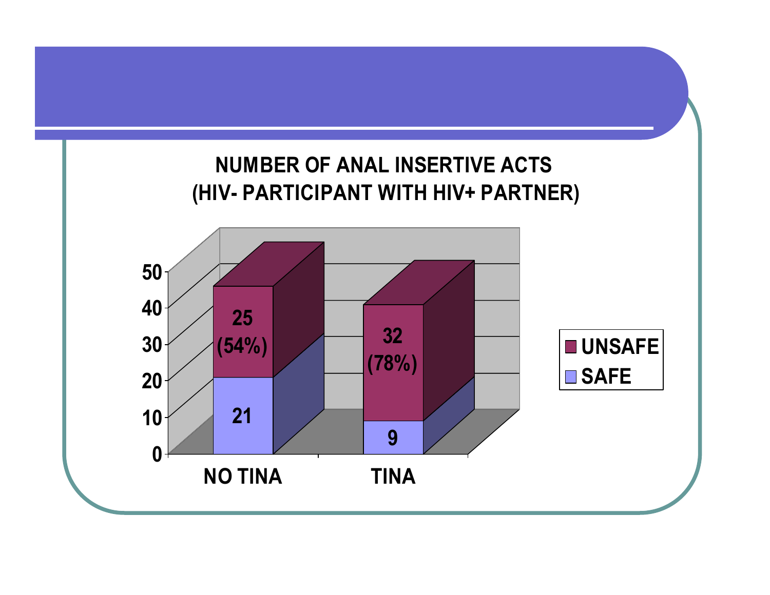## NUMBER OF ANAL INSERTIVE ACTS (HIV- PARTICIPANT WITH HIV+ PARTNER)

| | NO TINA | TINA |
|---|---|---|
| UNSAFE | 25 (54%) | 32 (78%) |
| SAFE | 21 | 9 |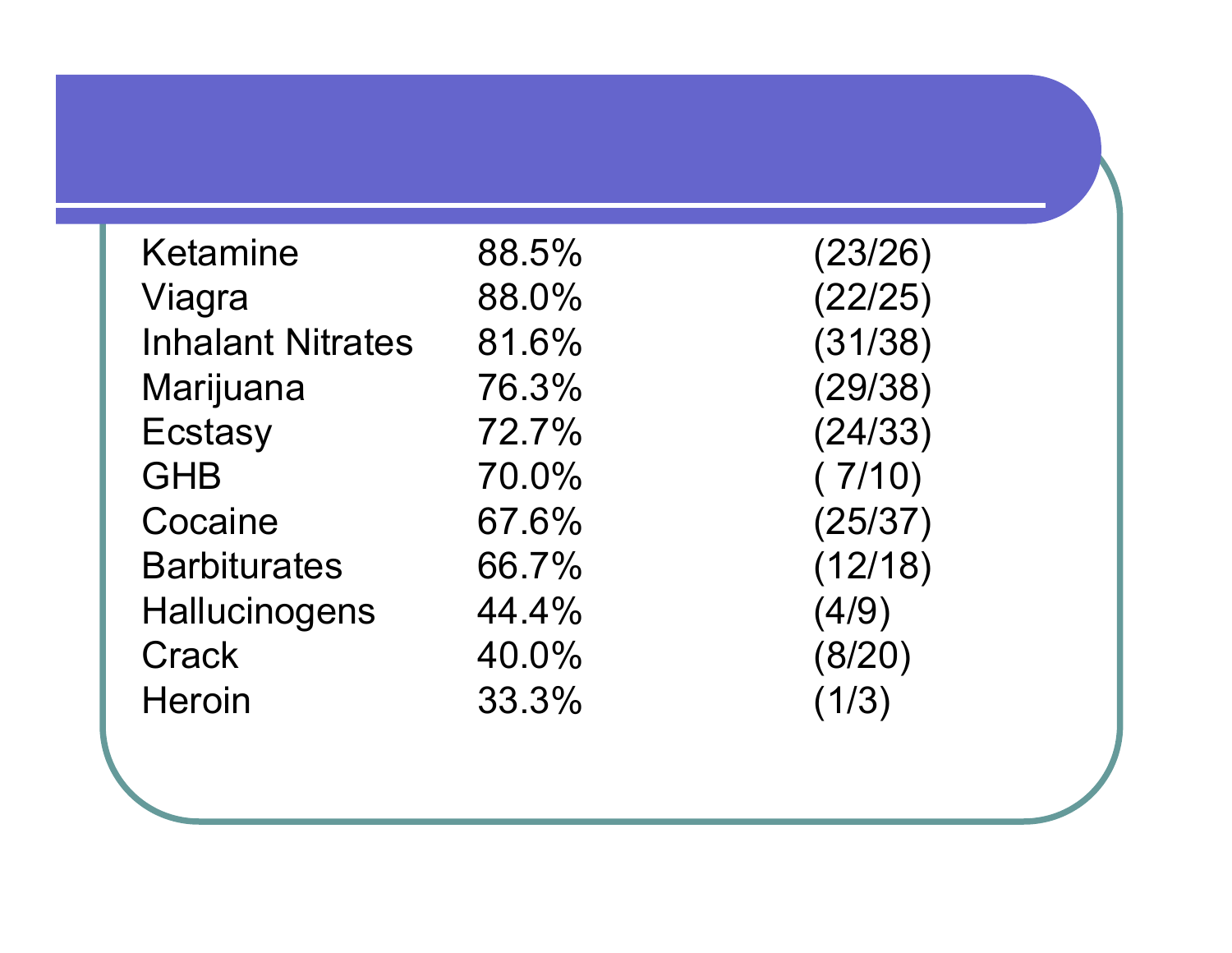| | | |
|---|---|---|
| Ketamine | 88.5% | (23/26) |
| Viagra | 88.0% | (22/25) |
| Inhalant Nitrates | 81.6% | (31/38) |
| Marijuana | 76.3% | (29/38) |
| Ecstasy | 72.7% | (24/33) |
| GHB | 70.0% | ( 7/10) |
| Cocaine | 67.6% | (25/37) |
| Barbiturates | 66.7% | (12/18) |
| Hallucinogens | 44.4% | (4/9) |
| Crack | 40.0% | (8/20) |
| Heroin | 33.3% | (1/3) |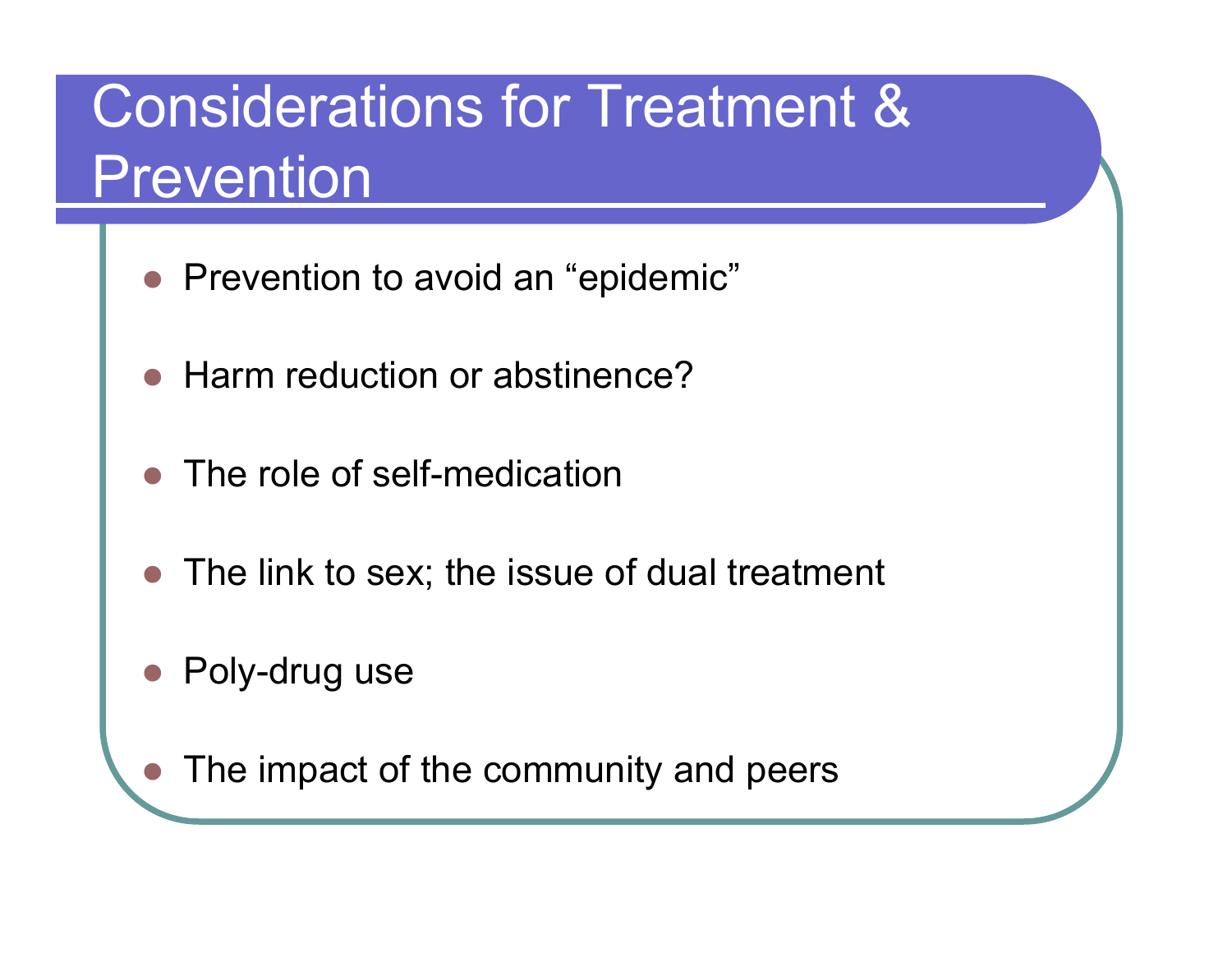# Considerations for Treatment & Prevention

- Prevention to avoid an "epidemic"
- Harm reduction or abstinence?
- The role of self-medication
- The link to sex; the issue of dual treatment
- Poly-drug use
- The impact of the community and peers